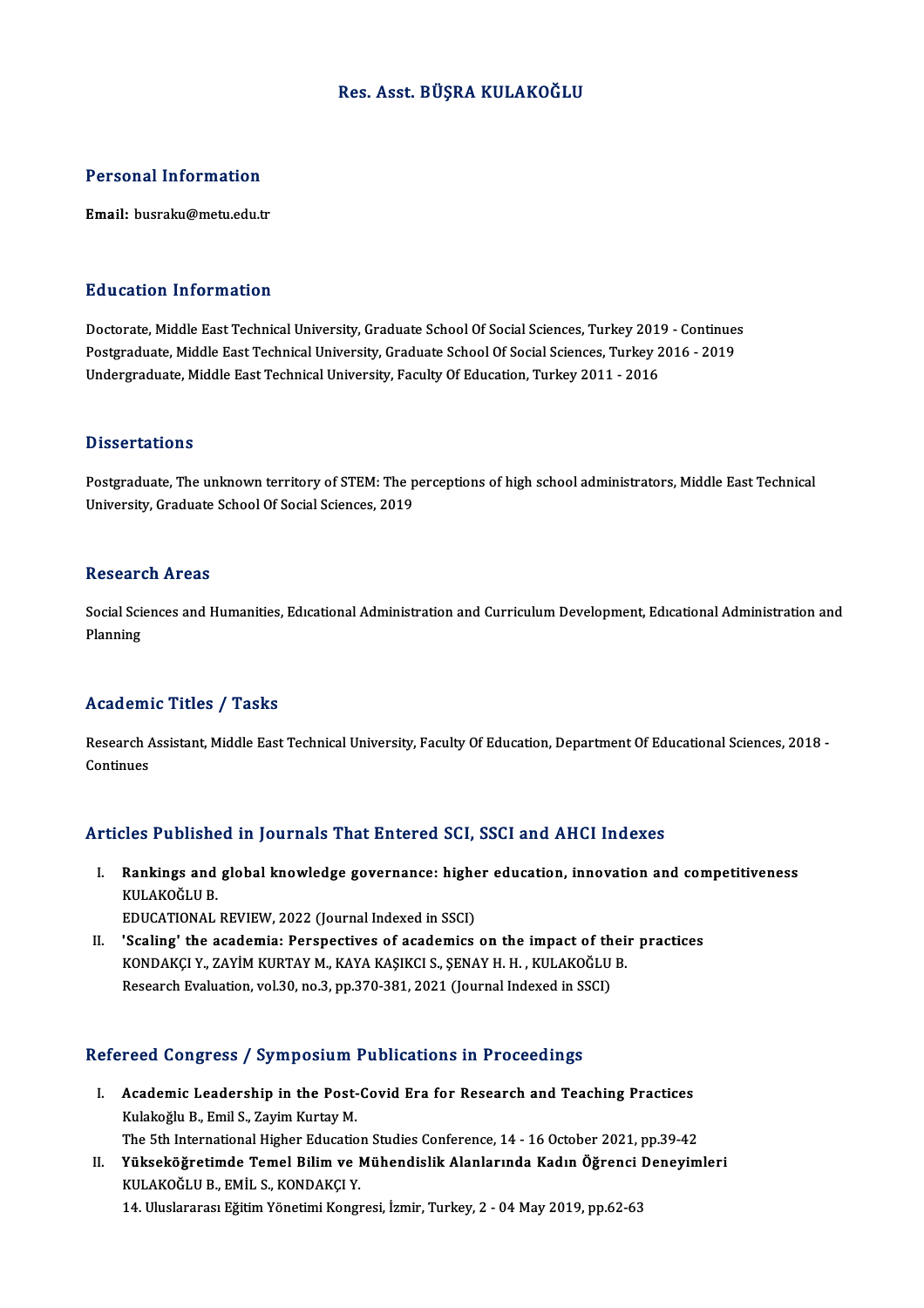# Res. Asst. BÜŞRA KULAKOĞLU

## Personal Information

**Email:** busraku@metu.edu.tr

## Education Information

Doctorate, Middle East Technical University, Graduate School Of Social Sciences, Turkey 2019 - Continues
Postgraduate, Middle East Technical University, Graduate School Of Social Sciences, Turkey 2016 - 2019
Undergraduate, Middle East Technical University, Faculty Of Education, Turkey 2011 - 2016

## Dissertations

Postgraduate, The unknown territory of STEM: The perceptions of high school administrators, Middle East Technical University, Graduate School Of Social Sciences, 2019

## Research Areas

Social Sciences and Humanities, Edıcational Administration and Curriculum Development, Edıcational Administration and Planning

## Academic Titles / Tasks

Research Assistant, Middle East Technical University, Faculty Of Education, Department Of Educational Sciences, 2018 - Continues

## Articles Published in Journals That Entered SCI, SSCI and AHCI Indexes

I. **Rankings and global knowledge governance: higher education, innovation and competitiveness**
KULAKOĞLU B.
EDUCATIONAL REVIEW, 2022 (Journal Indexed in SSCI)

II. **'Scaling' the academia: Perspectives of academics on the impact of their practices**
KONDAKÇI Y., ZAYİM KURTAY M., KAYA KAŞIKCI S., ŞENAY H. H. , KULAKOĞLU B.
Research Evaluation, vol.30, no.3, pp.370-381, 2021 (Journal Indexed in SSCI)

## Refereed Congress / Symposium Publications in Proceedings

I. **Academic Leadership in the Post-Covid Era for Research and Teaching Practices**
Kulakoğlu B., Emil S., Zayim Kurtay M.
The 5th International Higher Education Studies Conference, 14 - 16 October 2021, pp.39-42

II. **Yükseköğretimde Temel Bilim ve Mühendislik Alanlarında Kadın Öğrenci Deneyimleri**
KULAKOĞLU B., EMİL S., KONDAKÇI Y.
14. Uluslararası Eğitim Yönetimi Kongresi, İzmir, Turkey, 2 - 04 May 2019, pp.62-63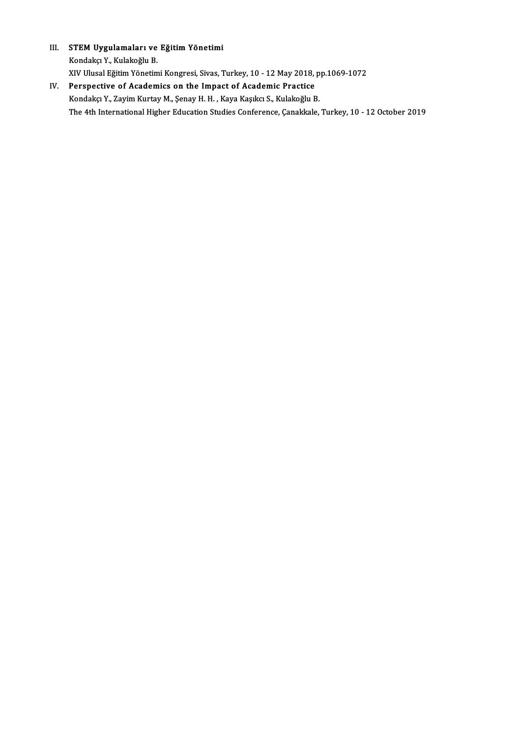III. **STEM Uygulamaları ve Eğitim Yönetimi**
Kondakçı Y., Kulakoğlu B.
XIV Ulusal Eğitim Yönetimi Kongresi, Sivas, Turkey, 10 - 12 May 2018, pp.1069-1072

IV. **Perspective of Academics on the Impact of Academic Practice**
Kondakçı Y., Zayim Kurtay M., Şenay H. H. , Kaya Kaşıkcı S., Kulakoğlu B.
The 4th International Higher Education Studies Conference, Çanakkale, Turkey, 10 - 12 October 2019